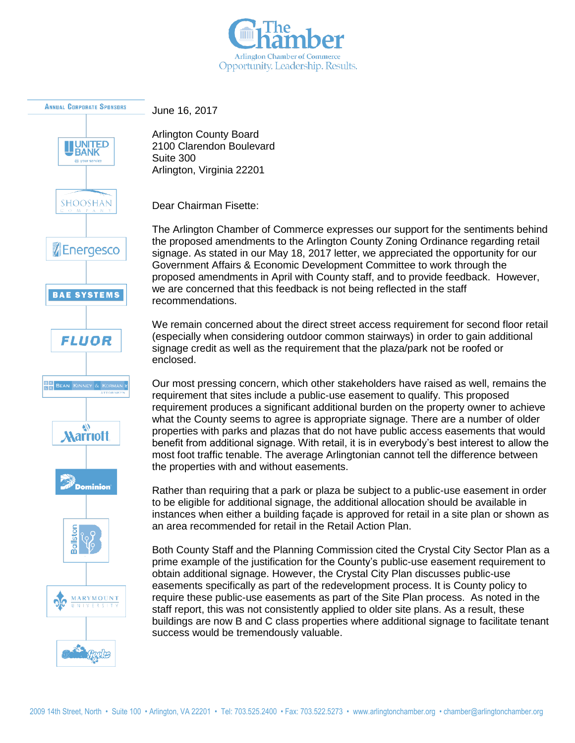The Chamber
Arlington Chamber of Commerce
Opportunity. Leadership. Results.

Annual Corporate Sponsors

United Bank · Shooshan Company · Energesco · BAE Systems · Fluor · Bean Kinney & Korman Attorneys · Marriott · Dominion · Ballston · Marymount University · Beach Geeks

June 16, 2017

Arlington County Board
2100 Clarendon Boulevard
Suite 300
Arlington, Virginia 22201

Dear Chairman Fisette:

The Arlington Chamber of Commerce expresses our support for the sentiments behind the proposed amendments to the Arlington County Zoning Ordinance regarding retail signage. As stated in our May 18, 2017 letter, we appreciated the opportunity for our Government Affairs & Economic Development Committee to work through the proposed amendments in April with County staff, and to provide feedback. However, we are concerned that this feedback is not being reflected in the staff recommendations.

We remain concerned about the direct street access requirement for second floor retail (especially when considering outdoor common stairways) in order to gain additional signage credit as well as the requirement that the plaza/park not be roofed or enclosed.

Our most pressing concern, which other stakeholders have raised as well, remains the requirement that sites include a public-use easement to qualify. This proposed requirement produces a significant additional burden on the property owner to achieve what the County seems to agree is appropriate signage. There are a number of older properties with parks and plazas that do not have public access easements that would benefit from additional signage. With retail, it is in everybody's best interest to allow the most foot traffic tenable. The average Arlingtonian cannot tell the difference between the properties with and without easements.

Rather than requiring that a park or plaza be subject to a public-use easement in order to be eligible for additional signage, the additional allocation should be available in instances when either a building façade is approved for retail in a site plan or shown as an area recommended for retail in the Retail Action Plan.

Both County Staff and the Planning Commission cited the Crystal City Sector Plan as a prime example of the justification for the County's public-use easement requirement to obtain additional signage. However, the Crystal City Plan discusses public-use easements specifically as part of the redevelopment process. It is County policy to require these public-use easements as part of the Site Plan process. As noted in the staff report, this was not consistently applied to older site plans. As a result, these buildings are now B and C class properties where additional signage to facilitate tenant success would be tremendously valuable.

2009 14th Street, North • Suite 100 • Arlington, VA 22201 • Tel: 703.525.2400 • Fax: 703.522.5273 • www.arlingtonchamber.org • chamber@arlingtonchamber.org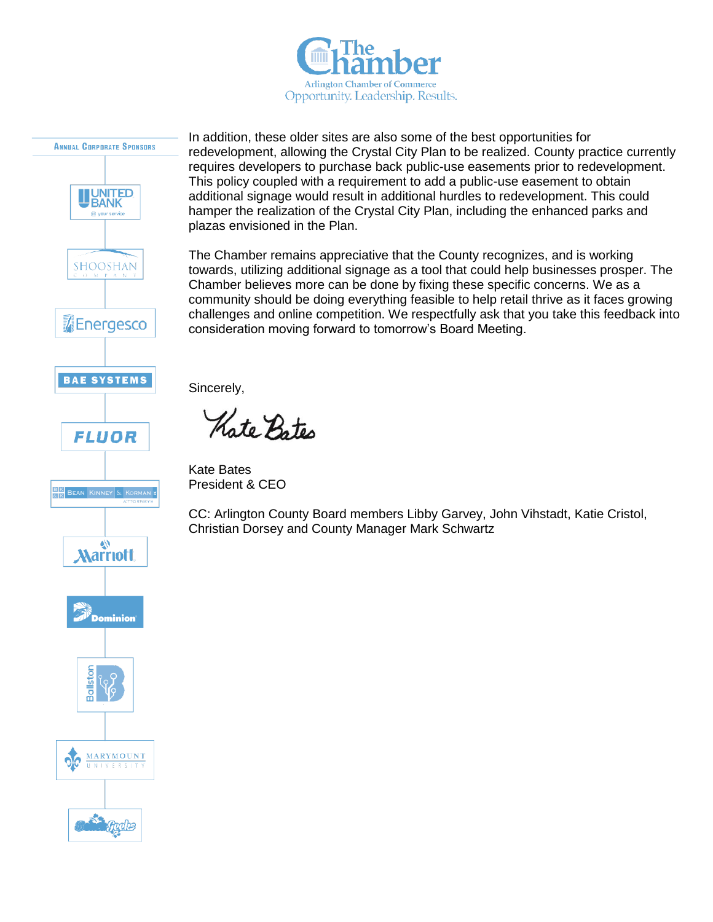In addition, these older sites are also some of the best opportunities for redevelopment, allowing the Crystal City Plan to be realized. County practice currently requires developers to purchase back public-use easements prior to redevelopment. This policy coupled with a requirement to add a public-use easement to obtain additional signage would result in additional hurdles to redevelopment. This could hamper the realization of the Crystal City Plan, including the enhanced parks and plazas envisioned in the Plan.

The Chamber remains appreciative that the County recognizes, and is working towards, utilizing additional signage as a tool that could help businesses prosper. The Chamber believes more can be done by fixing these specific concerns. We as a community should be doing everything feasible to help retail thrive as it faces growing challenges and online competition. We respectfully ask that you take this feedback into consideration moving forward to tomorrow's Board Meeting.

Sincerely,

Kate Bates

Kate Bates
President & CEO

CC: Arlington County Board members Libby Garvey, John Vihstadt, Katie Cristol, Christian Dorsey and County Manager Mark Schwartz